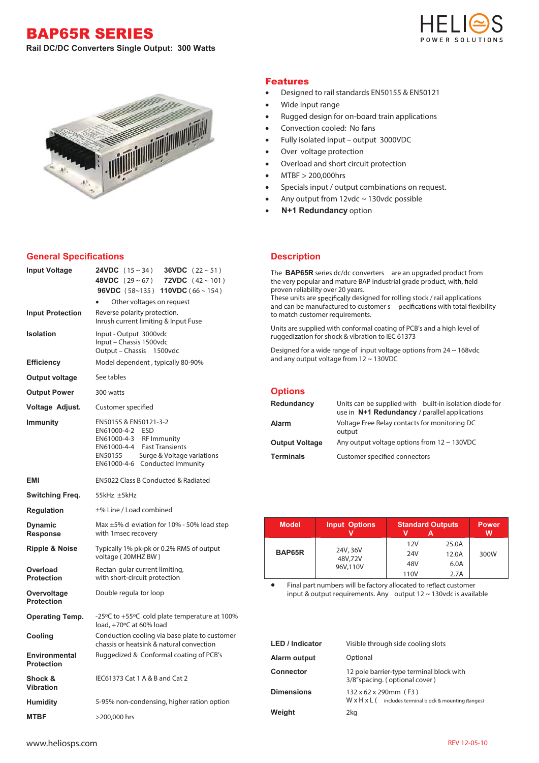# BAP65R SERIES

**Rail DC/DC Converters Single Output: 300 Watts**

HELIOS POWER SOLUTIONS

## Features

- Designed to rail standards EN50155 & EN50121
- Wide input range
- Rugged design for on-board train applications
- Convection cooled: No fans
- Fully isolated input – output 3000VDC
- Over voltage protection
- Overload and short circuit protection
- MTBF > 200,000hrs
- Specials input / output combinations on request.
- Any output from 12vdc ~ 130vdc possible
- **N+1 Redundancy** option

## General Specifications

| | |
|---|---|
| **Input Voltage** | **24VDC** ( 15 ~ 34 ) **36VDC** ( 22 ~ 51 ) **48VDC** ( 29 ~ 67 ) **72VDC** ( 42 ~ 101 ) **96VDC** ( 58~135 ) **110VDC** ( 66 ~ 154 ) • Other voltages on request |
| **Input Protection** | Reverse polarity protection. Inrush current limiting & Input Fuse |
| **Isolation** | Input - Output 3000vdc<br>Input – Chassis 1500vdc<br>Output – Chassis 1500vdc |
| **Efficiency** | Model dependent , typically 80-90% |
| **Output voltage** | See tables |
| **Output Power** | 300 watts |
| **Voltage Adjust.** | Customer specified |
| **Immunity** | EN50155 & EN50121-3-2<br>EN61000-4-2 ESD<br>EN61000-4-3 RF Immunity<br>EN61000-4-4 Fast Transients<br>EN50155 Surge & Voltage variations<br>EN61000-4-6 Conducted Immunity |
| **EMI** | EN5022 Class B Conducted & Radiated |
| **Switching Freq.** | 55kHz ±5kHz |
| **Regulation** | ±% Line / Load combined |
| **Dynamic Response** | Max ±5% d eviation for 10% - 50% load step with 1msec recovery |
| **Ripple & Noise** | Typically 1% pk-pk or 0.2% RMS of output voltage ( 20MHZ BW ) |
| **Overload Protection** | Rectan gular current limiting, with short-circuit protection |
| **Overvoltage Protection** | Double regula tor loop |
| **Operating Temp.** | -25ºC to +55ºC cold plate temperature at 100% load, +70ºC at 60% load |
| **Cooling** | Conduction cooling via base plate to customer chassis or heatsink & natural convection |
| **Environmental Protection** | Ruggedized & Conformal coating of PCB's |
| **Shock & Vibration** | IEC61373 Cat 1 A & B and Cat 2 |
| **Humidity** | 5-95% non-condensing, higher ration option |
| **MTBF** | >200,000 hrs |

## Description

The **BAP65R** series dc/dc converters are an upgraded product from the very popular and mature BAP industrial grade product, with, field proven reliability over 20 years.
These units are specifically designed for rolling stock / rail applications and can be manufactured to customer s pecifications with total flexibility to match customer requirements.

Units are supplied with conformal coating of PCB's and a high level of ruggedization for shock & vibration to IEC 61373

Designed for a wide range of input voltage options from 24 ~ 168vdc and any output voltage from 12 ~ 130VDC

## Options

| | |
|---|---|
| **Redundancy** | Units can be supplied with built-in isolation diode for use in **N+1 Redundancy** / parallel applications |
| **Alarm** | Voltage Free Relay contacts for monitoring DC output |
| **Output Voltage** | Any output voltage options from 12 ~ 130VDC |
| **Terminals** | Customer specified connectors |

| Model | Input Options V | Standard Outputs V | A | Power W |
|---|---|---|---|---|
| BAP65R | 24V, 36V 48V,72V 96V,110V | 12V | 25.0A | 300W |
| | | 24V | 12.0A | |
| | | 48V | 6.0A | |
| | | 110V | 2.7A | |

- Final part numbers will be factory allocated to reflect customer input & output requirements. Any output 12 ~ 130vdc is available

| | |
|---|---|
| **LED / Indicator** | Visible through side cooling slots |
| **Alarm output** | Optional |
| **Connector** | 12 pole barrier-type terminal block with 3/8"spacing. ( optional cover ) |
| **Dimensions** | 132 x 62 x 290mm ( F3 )<br>W x H x L ( includes terminal block & mounting flanges) |
| **Weight** | 2kg |

www.heliosps.com

REV 12-05-10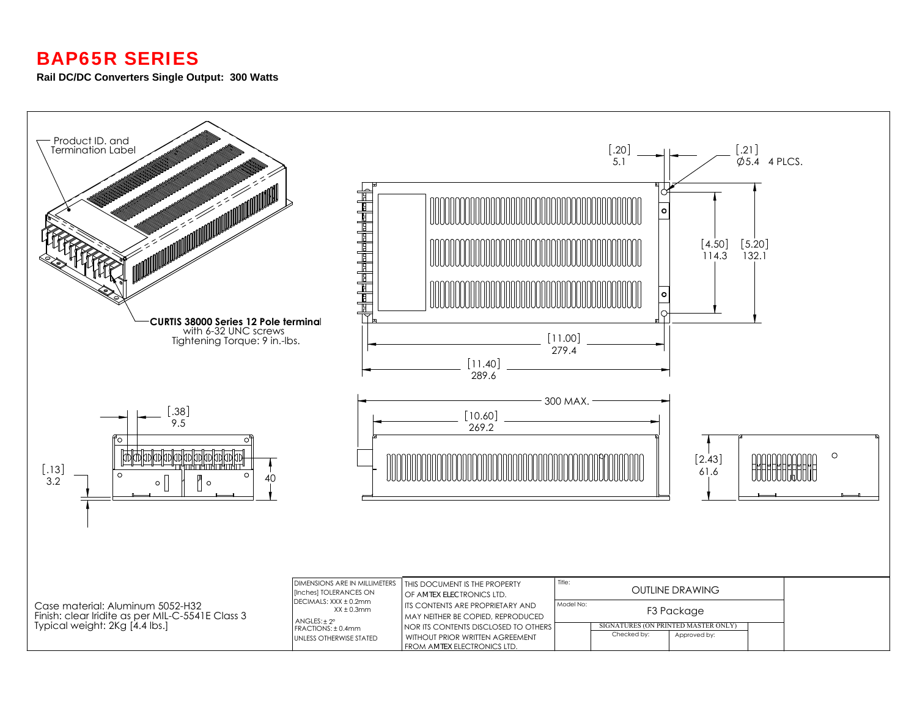# BAP65R SERIES

**Rail DC/DC Converters Single Output: 300 Watts**

Product ID. and Termination Label

**CURTIS 38000 Series 12 Pole terminal** with 6-32 UNC screws
Tightening Torque: 9 in.-lbs.

[.20] 5.1

[.21] ∅5.4 4 PLCS.

[4.50] 114.3

[5.20] 132.1

[11.00] 279.4

[11.40] 289.6

300 MAX.

[10.60] 269.2

[.38] 9.5

[.13] 3.2

40

[2.43] 61.6

Case material: Aluminum 5052-H32
Finish: clear Iridite as per MIL-C-5541E Class 3
Typical weight: 2Kg [4.4 lbs.]

| | | | |
|---|---|---|---|
| DIMENSIONS ARE IN MILLIMETERS [Inches] TOLERANCES ON DECIMALS: XXX ± 0.2mm XX ± 0.3mm ANGLES: ± 2° FRACTIONS: ± 0.4mm UNLESS OTHERWISE STATED | THIS DOCUMENT IS THE PROPERTY OF AMTEX ELECTRONICS LTD. ITS CONTENTS ARE PROPRIETARY AND MAY NEITHER BE COPIED, REPRODUCED NOR ITS CONTENTS DISCLOSED TO OTHERS WITHOUT PRIOR WRITTEN AGREEMENT FROM AMTEX ELECTRONICS LTD. | Title: | OUTLINE DRAWING |
| | | Model No: | F3 Package |
| | | | SIGNATURES (ON PRINTED MASTER ONLY) Checked by: Approved by: |